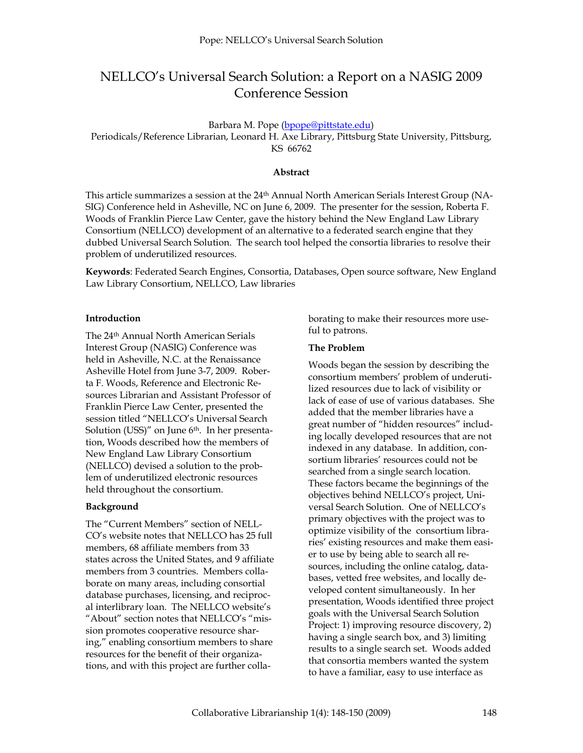# NELLCO's Universal Search Solution: a Report on a NASIG 2009 Conference Session

Barbara M. Pope (bpope@pittstate.edu)
Periodicals/Reference Librarian, Leonard H. Axe Library, Pittsburg State University, Pittsburg, KS 66762

**Abstract**

This article summarizes a session at the 24th Annual North American Serials Interest Group (NASIG) Conference held in Asheville, NC on June 6, 2009. The presenter for the session, Roberta F. Woods of Franklin Pierce Law Center, gave the history behind the New England Law Library Consortium (NELLCO) development of an alternative to a federated search engine that they dubbed Universal Search Solution. The search tool helped the consortia libraries to resolve their problem of underutilized resources.

**Keywords**: Federated Search Engines, Consortia, Databases, Open source software, New England Law Library Consortium, NELLCO, Law libraries

### Introduction

The 24th Annual North American Serials Interest Group (NASIG) Conference was held in Asheville, N.C. at the Renaissance Asheville Hotel from June 3-7, 2009. Roberta F. Woods, Reference and Electronic Resources Librarian and Assistant Professor of Franklin Pierce Law Center, presented the session titled "NELLCO's Universal Search Solution (USS)" on June 6th. In her presentation, Woods described how the members of New England Law Library Consortium (NELLCO) devised a solution to the problem of underutilized electronic resources held throughout the consortium.

### Background

The "Current Members" section of NELLCO's website notes that NELLCO has 25 full members, 68 affiliate members from 33 states across the United States, and 9 affiliate members from 3 countries. Members collaborate on many areas, including consortial database purchases, licensing, and reciprocal interlibrary loan. The NELLCO website's "About" section notes that NELLCO's "mission promotes cooperative resource sharing," enabling consortium members to share resources for the benefit of their organizations, and with this project are further collaborating to make their resources more useful to patrons.

### The Problem

Woods began the session by describing the consortium members' problem of underutilized resources due to lack of visibility or lack of ease of use of various databases. She added that the member libraries have a great number of "hidden resources" including locally developed resources that are not indexed in any database. In addition, consortium libraries' resources could not be searched from a single search location. These factors became the beginnings of the objectives behind NELLCO's project, Universal Search Solution. One of NELLCO's primary objectives with the project was to optimize visibility of the consortium libraries' existing resources and make them easier to use by being able to search all resources, including the online catalog, databases, vetted free websites, and locally developed content simultaneously. In her presentation, Woods identified three project goals with the Universal Search Solution Project: 1) improving resource discovery, 2) having a single search box, and 3) limiting results to a single search set. Woods added that consortia members wanted the system to have a familiar, easy to use interface as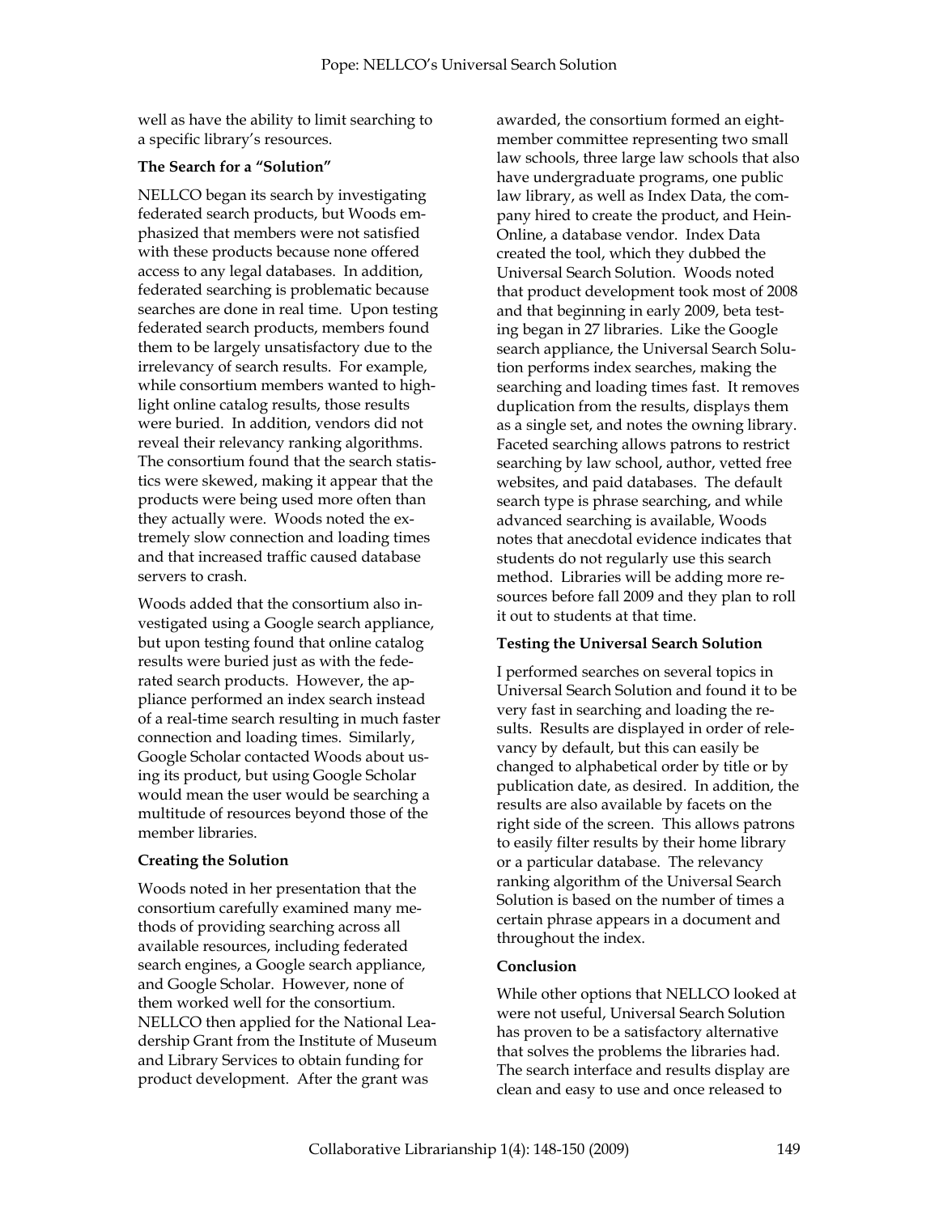well as have the ability to limit searching to a specific library's resources.

**The Search for a "Solution"**

NELLCO began its search by investigating federated search products, but Woods emphasized that members were not satisfied with these products because none offered access to any legal databases. In addition, federated searching is problematic because searches are done in real time. Upon testing federated search products, members found them to be largely unsatisfactory due to the irrelevancy of search results. For example, while consortium members wanted to highlight online catalog results, those results were buried. In addition, vendors did not reveal their relevancy ranking algorithms. The consortium found that the search statistics were skewed, making it appear that the products were being used more often than they actually were. Woods noted the extremely slow connection and loading times and that increased traffic caused database servers to crash.

Woods added that the consortium also investigated using a Google search appliance, but upon testing found that online catalog results were buried just as with the federated search products. However, the appliance performed an index search instead of a real-time search resulting in much faster connection and loading times. Similarly, Google Scholar contacted Woods about using its product, but using Google Scholar would mean the user would be searching a multitude of resources beyond those of the member libraries.

**Creating the Solution**

Woods noted in her presentation that the consortium carefully examined many methods of providing searching across all available resources, including federated search engines, a Google search appliance, and Google Scholar. However, none of them worked well for the consortium. NELLCO then applied for the National Leadership Grant from the Institute of Museum and Library Services to obtain funding for product development. After the grant was awarded, the consortium formed an eight-member committee representing two small law schools, three large law schools that also have undergraduate programs, one public law library, as well as Index Data, the company hired to create the product, and HeinOnline, a database vendor. Index Data created the tool, which they dubbed the Universal Search Solution. Woods noted that product development took most of 2008 and that beginning in early 2009, beta testing began in 27 libraries. Like the Google search appliance, the Universal Search Solution performs index searches, making the searching and loading times fast. It removes duplication from the results, displays them as a single set, and notes the owning library. Faceted searching allows patrons to restrict searching by law school, author, vetted free websites, and paid databases. The default search type is phrase searching, and while advanced searching is available, Woods notes that anecdotal evidence indicates that students do not regularly use this search method. Libraries will be adding more resources before fall 2009 and they plan to roll it out to students at that time.

**Testing the Universal Search Solution**

I performed searches on several topics in Universal Search Solution and found it to be very fast in searching and loading the results. Results are displayed in order of relevancy by default, but this can easily be changed to alphabetical order by title or by publication date, as desired. In addition, the results are also available by facets on the right side of the screen. This allows patrons to easily filter results by their home library or a particular database. The relevancy ranking algorithm of the Universal Search Solution is based on the number of times a certain phrase appears in a document and throughout the index.

**Conclusion**

While other options that NELLCO looked at were not useful, Universal Search Solution has proven to be a satisfactory alternative that solves the problems the libraries had. The search interface and results display are clean and easy to use and once released to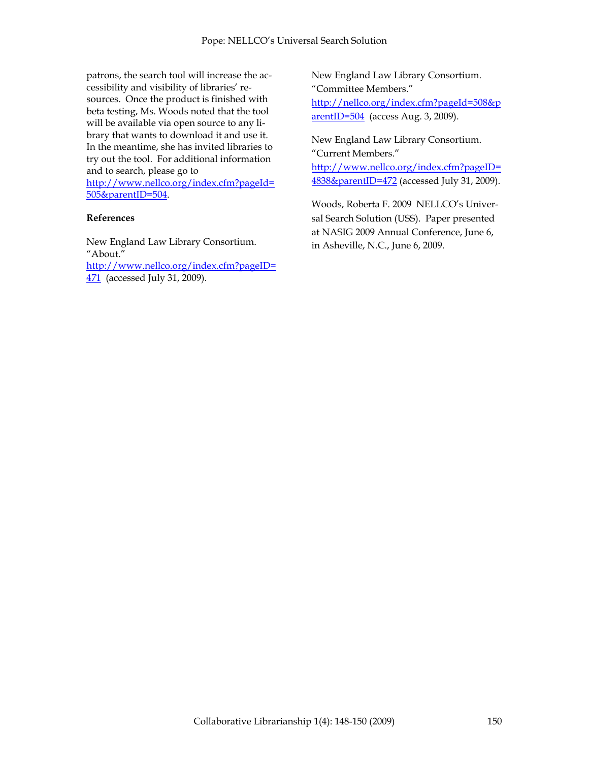patrons, the search tool will increase the accessibility and visibility of libraries' resources. Once the product is finished with beta testing, Ms. Woods noted that the tool will be available via open source to any library that wants to download it and use it. In the meantime, she has invited libraries to try out the tool. For additional information and to search, please go to http://www.nellco.org/index.cfm?pageId=505&parentID=504.

**References**

New England Law Library Consortium. "About." http://www.nellco.org/index.cfm?pageID=471 (accessed July 31, 2009).

New England Law Library Consortium. "Committee Members." http://nellco.org/index.cfm?pageId=508&parentID=504 (access Aug. 3, 2009).

New England Law Library Consortium. "Current Members." http://www.nellco.org/index.cfm?pageID=4838&parentID=472 (accessed July 31, 2009).

Woods, Roberta F. 2009 NELLCO's Universal Search Solution (USS). Paper presented at NASIG 2009 Annual Conference, June 6, in Asheville, N.C., June 6, 2009.